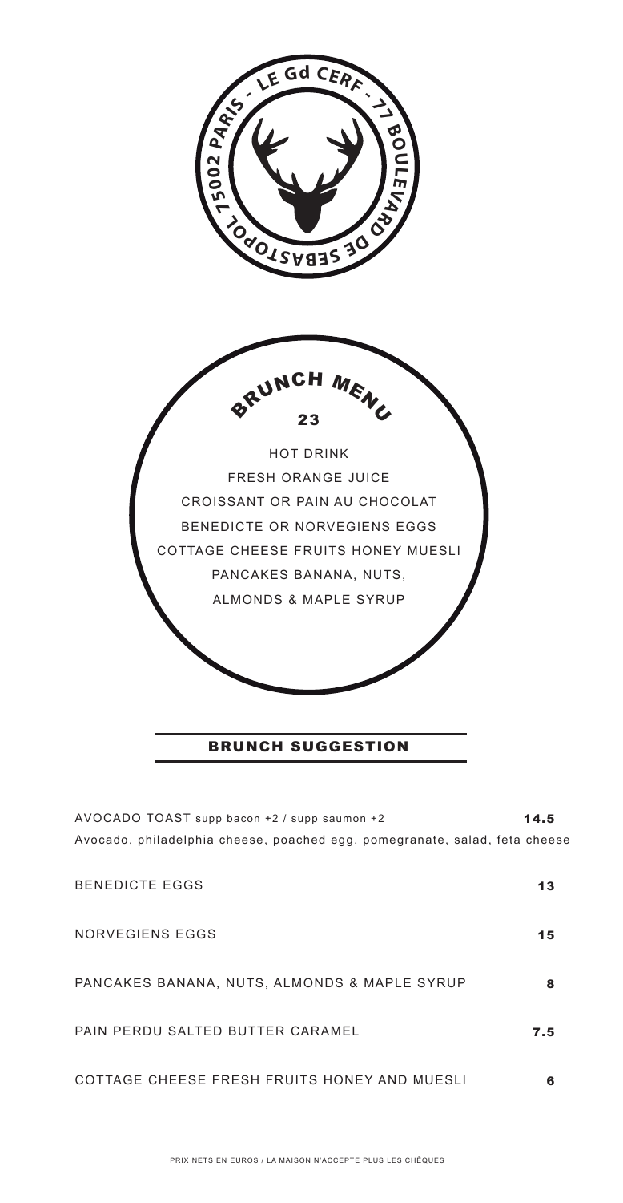LE Gd CERF - 77 BOULEVARD DE SEBASTOPOL 75002 PARIS

# BRUNCH MENU

## 23

HOT DRINK
FRESH ORANGE JUICE
CROISSANT OR PAIN AU CHOCOLAT
BENEDICTE OR NORVEGIENS EGGS
COTTAGE CHEESE FRUITS HONEY MUESLI
PANCAKES BANANA, NUTS,
ALMONDS & MAPLE SYRUP

## BRUNCH SUGGESTION

| | |
|---|---|
| AVOCADO TOAST supp bacon +2 / supp saumon +2<br>Avocado, philadelphia cheese, poached egg, pomegranate, salad, feta cheese | **14.5** |
| BENEDICTE EGGS | **13** |
| NORVEGIENS EGGS | **15** |
| PANCAKES BANANA, NUTS, ALMONDS & MAPLE SYRUP | **8** |
| PAIN PERDU SALTED BUTTER CARAMEL | **7.5** |
| COTTAGE CHEESE FRESH FRUITS HONEY AND MUESLI | **6** |

PRIX NETS EN EUROS / LA MAISON N'ACCEPTE PLUS LES CHÈQUES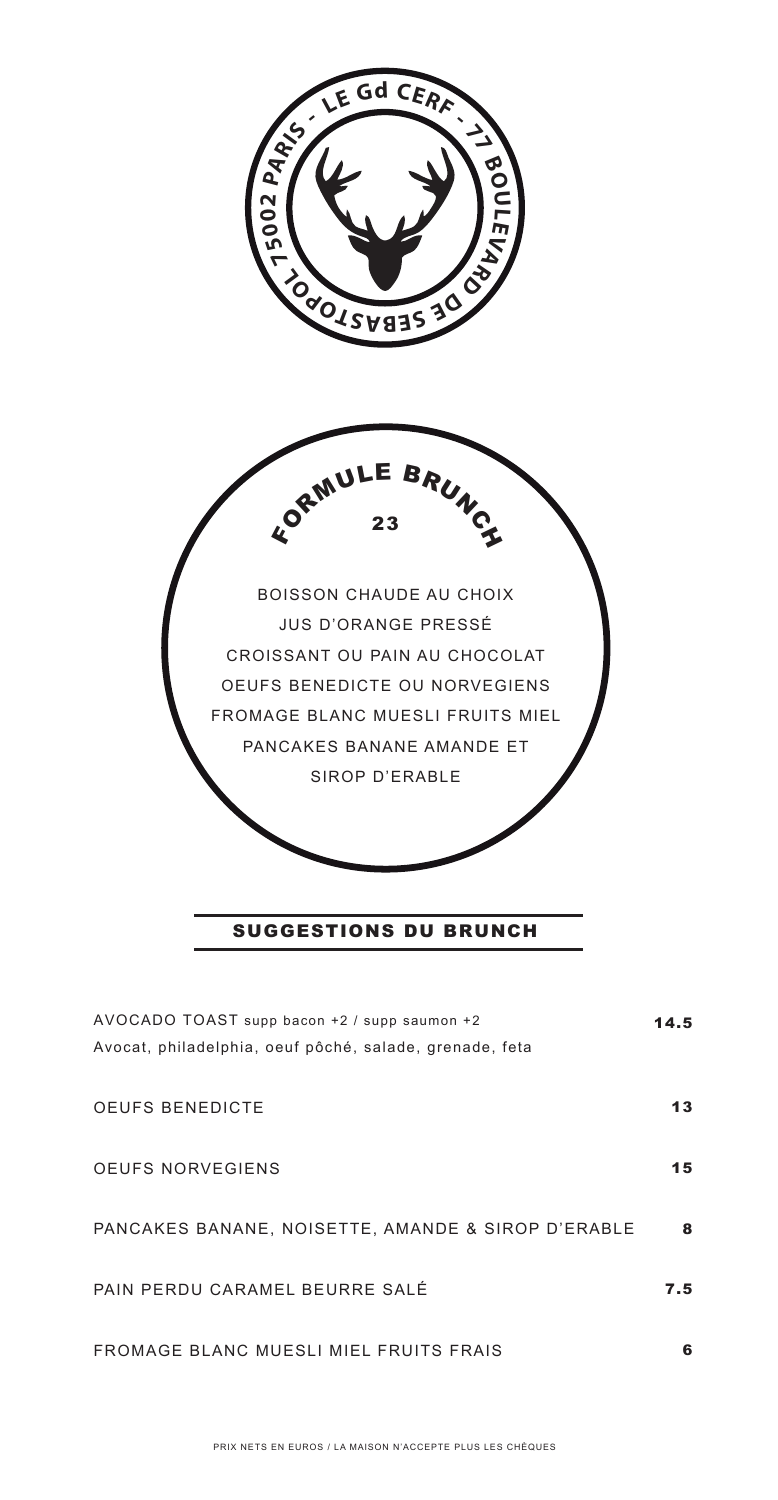LE Gd CERF - 77 BOULEVARD DE SEBASTOPOL 75002 PARIS

## FORMULE BRUNCH
**23**

BOISSON CHAUDE AU CHOIX
JUS D'ORANGE PRESSÉ
CROISSANT OU PAIN AU CHOCOLAT
OEUFS BENEDICTE OU NORVEGIENS
FROMAGE BLANC MUESLI FRUITS MIEL
PANCAKES BANANE AMANDE ET
SIROP D'ERABLE

## SUGGESTIONS DU BRUNCH

| | |
|---|---|
| AVOCADO TOAST supp bacon +2 / supp saumon +2<br>Avocat, philadelphia, oeuf pôché, salade, grenade, feta | **14.5** |
| OEUFS BENEDICTE | **13** |
| OEUFS NORVEGIENS | **15** |
| PANCAKES BANANE, NOISETTE, AMANDE & SIROP D'ERABLE | **8** |
| PAIN PERDU CARAMEL BEURRE SALÉ | **7.5** |
| FROMAGE BLANC MUESLI MIEL FRUITS FRAIS | **6** |

PRIX NETS EN EUROS / LA MAISON N'ACCEPTE PLUS LES CHÈQUES